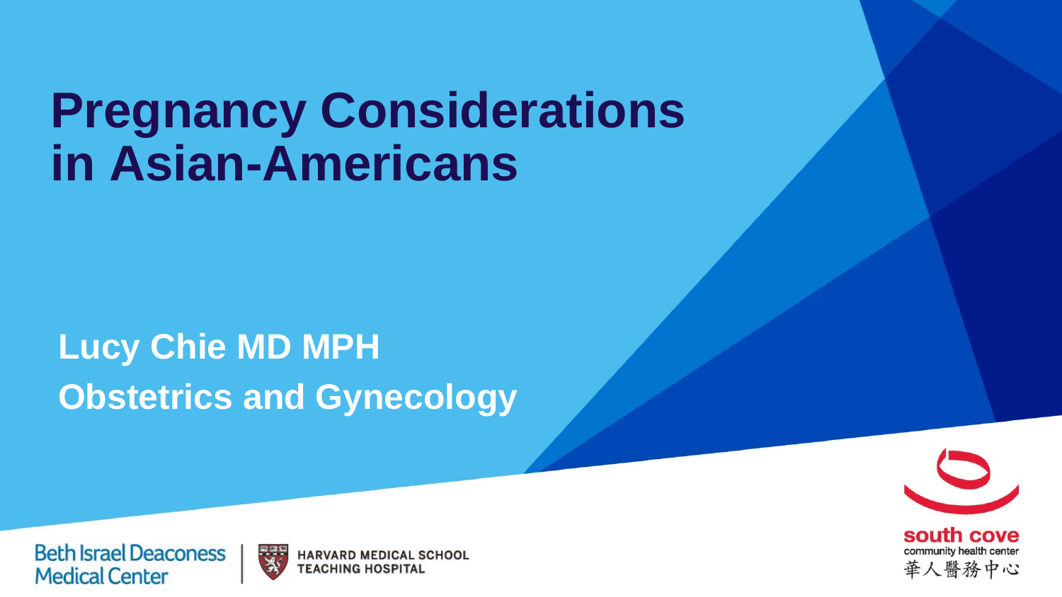# Pregnancy Considerations in Asian-Americans

**Lucy Chie MD MPH**

**Obstetrics and Gynecology**

Beth Israel Deaconess Medical Center

HARVARD MEDICAL SCHOOL TEACHING HOSPITAL

south cove community health center

華人醫務中心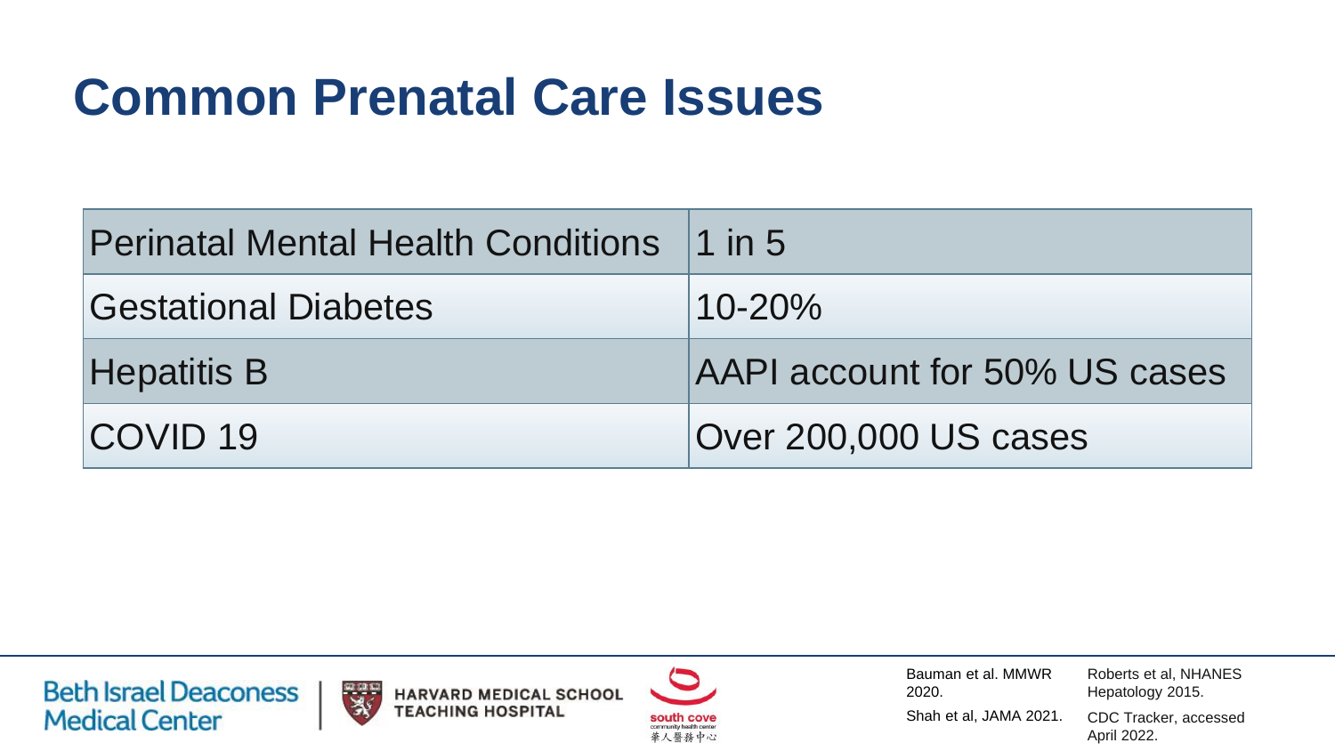# Common Prenatal Care Issues

| | |
|---|---|
| Perinatal Mental Health Conditions | 1 in 5 |
| Gestational Diabetes | 10-20% |
| Hepatitis B | AAPI account for 50% US cases |
| COVID 19 | Over 200,000 US cases |

Bauman et al. MMWR 2020.

Shah et al, JAMA 2021.

Roberts et al, NHANES Hepatology 2015.

CDC Tracker, accessed April 2022.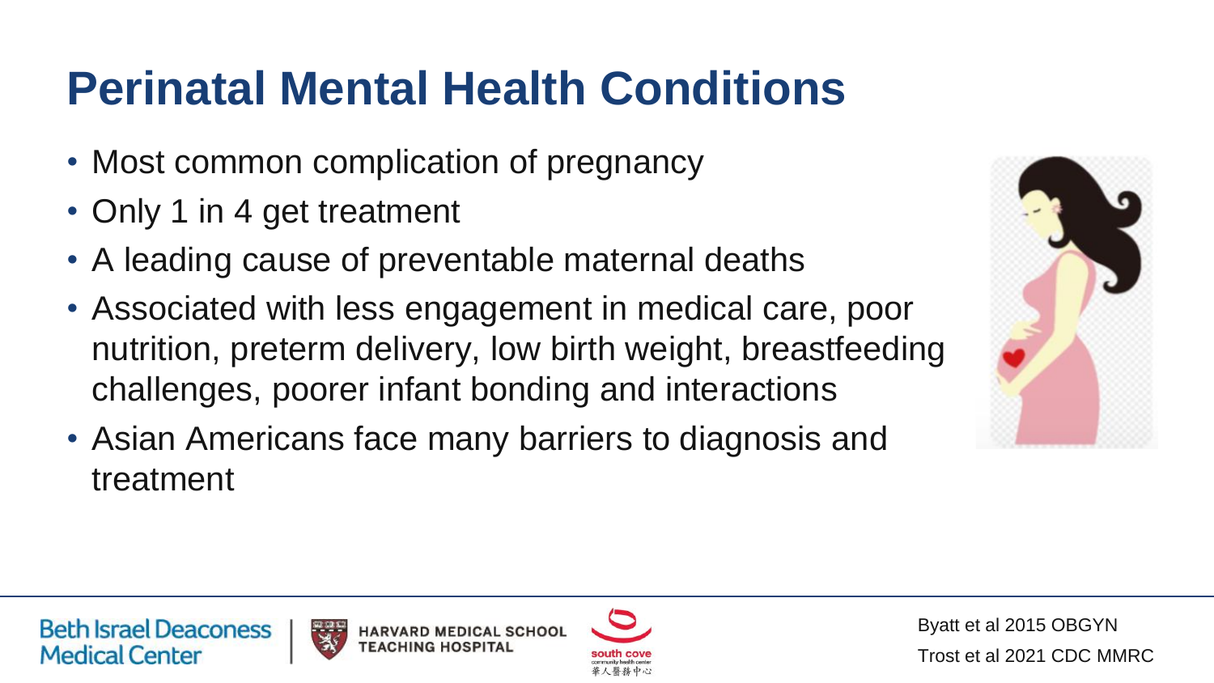# Perinatal Mental Health Conditions

- Most common complication of pregnancy
- Only 1 in 4 get treatment
- A leading cause of preventable maternal deaths
- Associated with less engagement in medical care, poor nutrition, preterm delivery, low birth weight, breastfeeding challenges, poorer infant bonding and interactions
- Asian Americans face many barriers to diagnosis and treatment

Byatt et al 2015 OBGYN

Trost et al 2021 CDC MMRC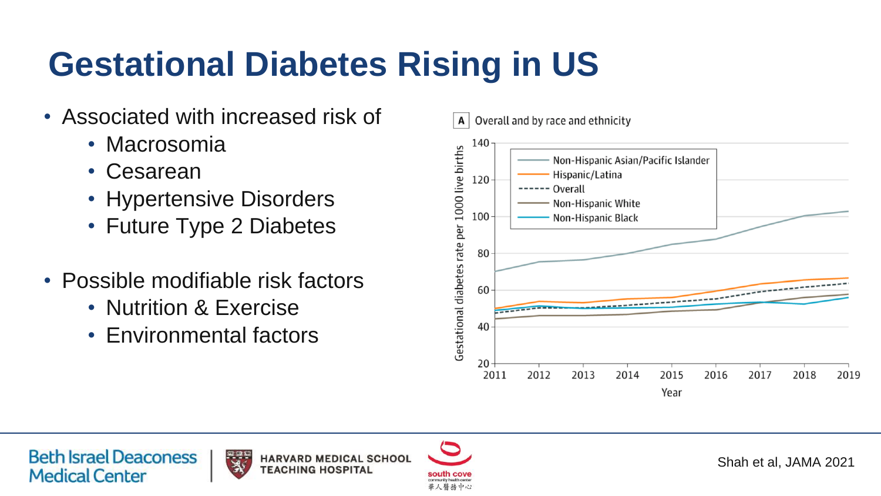# Gestational Diabetes Rising in US

- Associated with increased risk of
  - Macrosomia
  - Cesarean
  - Hypertensive Disorders
  - Future Type 2 Diabetes
- Possible modifiable risk factors
  - Nutrition & Exercise
  - Environmental factors

A Overall and by race and ethnicity

Gestational diabetes rate per 1000 live births

140
120
100
80
60
40
20

2011 2012 2013 2014 2015 2016 2017 2018 2019

Year

Non-Hispanic Asian/Pacific Islander
Hispanic/Latina
Overall
Non-Hispanic White
Non-Hispanic Black

Shah et al, JAMA 2021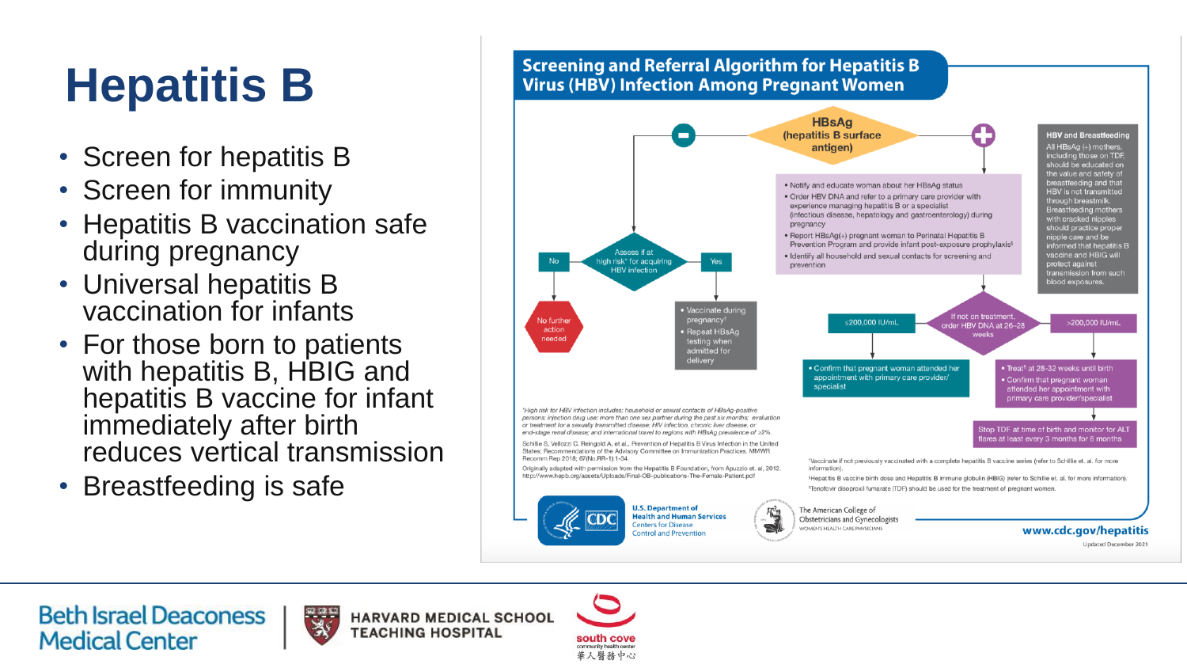# Hepatitis B

- Screen for hepatitis B
- Screen for immunity
- Hepatitis B vaccination safe during pregnancy
- Universal hepatitis B vaccination for infants
- For those born to patients with hepatitis B, HBIG and hepatitis B vaccine for infant immediately after birth reduces vertical transmission
- Breastfeeding is safe

## Screening and Referral Algorithm for Hepatitis B Virus (HBV) Infection Among Pregnant Women

HBsAg (hepatitis B surface antigen)

**−**

Assess if at high risk* for acquiring HBV infection

No → No further action needed

Yes →
- Vaccinate during pregnancy†
- Repeat HBsAg testing when admitted for delivery

**+**

- Notify and educate woman about her HBsAg status
- Order HBV DNA and refer to a primary care provider with experience managing hepatitis B or a specialist (infectious disease, hepatology and gastroenterology) during pregnancy
- Report HBsAg(+) pregnant woman to Perinatal Hepatitis B Prevention Program and provide infant post-exposure prophylaxis‡
- Identify all household and sexual contacts for screening and prevention

If not on treatment, order HBV DNA at 26–28 weeks

≤200,000 IU/mL →
- Confirm that pregnant woman attended her appointment with primary care provider/specialist

>200,000 IU/mL →
- Treat§ at 28-32 weeks until birth
- Confirm that pregnant woman attended her appointment with primary care provider/specialist

Stop TDF at time of birth and monitor for ALT flares at least every 3 months for 6 months

**HBV and Breastfeeding**

All HBsAg (+) mothers, including those on TDF, should be educated on the value and safety of breastfeeding and that HBV is not transmitted through breastmilk. Breastfeeding mothers with cracked nipples should practice proper nipple care and be informed that hepatitis B vaccine and HBIG will protect against transmission from such blood exposures.

*High risk for HBV infection includes: household or sexual contacts of HBsAg-positive persons; injection drug use; more than one sex partner during the past six months; evaluation or treatment for a sexually transmitted disease; HIV infection, chronic liver disease, or end-stage renal disease; and international travel to regions with HBsAg prevalence of ≥2%.

Schillie S, Vellozzi C, Reingold A, et al., Prevention of Hepatitis B Virus Infection in the United States: Recommendations of the Advisory Committee on Immunization Practices. MMWR Recomm Rep 2018; 67(No.RR-1):1-34.

Originally adapted with permission from the Hepatitis B Foundation, from Apuzzio et. al, 2012. http://www.hepb.org/assets/Uploads/Final-OB-publications-The-Female-Patient.pdf

†Vaccinate if not previously vaccinated with a complete hepatitis B vaccine series (refer to Schillie et. al. for more information).

‡Hepatitis B vaccine birth dose and Hepatitis B immune globulin (HBIG) (refer to Schillie et. al. for more information).

§Tenofovir disoproxil fumarate (TDF) should be used for the treatment of pregnant women.

U.S. Department of Health and Human Services, Centers for Disease Control and Prevention

The American College of Obstetricians and Gynecologists, Women's Health Care Physicians

www.cdc.gov/hepatitis

Updated December 2021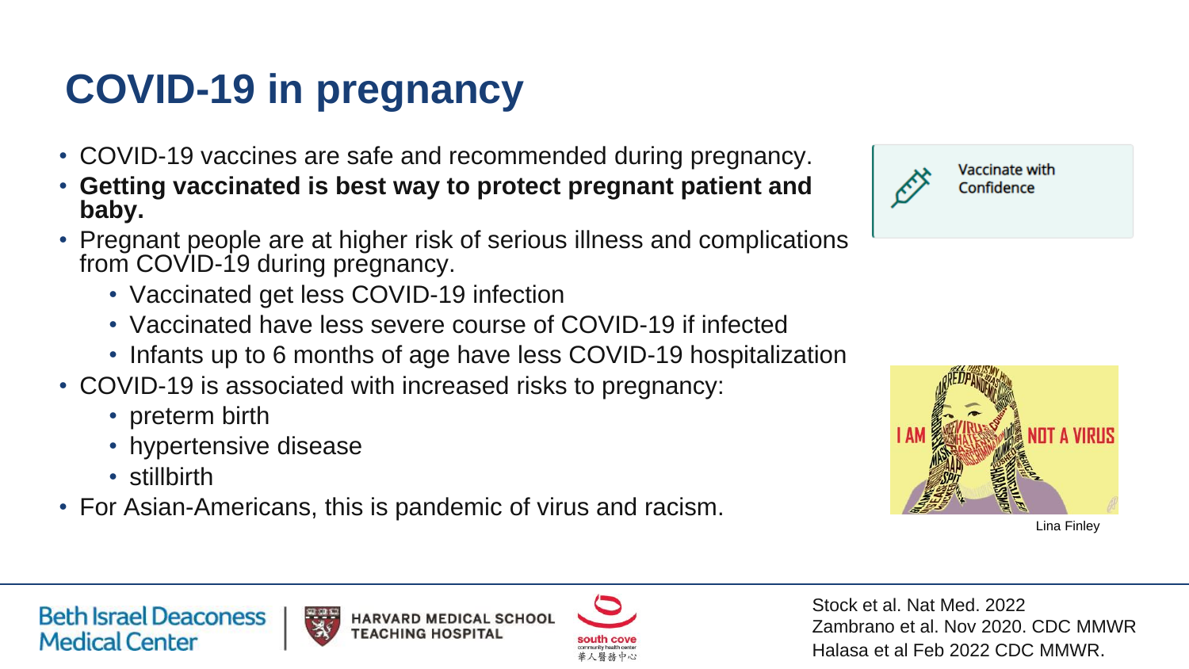# COVID-19 in pregnancy

- COVID-19 vaccines are safe and recommended during pregnancy.
- **Getting vaccinated is best way to protect pregnant patient and baby.**
- Pregnant people are at higher risk of serious illness and complications from COVID-19 during pregnancy.
  - Vaccinated get less COVID-19 infection
  - Vaccinated have less severe course of COVID-19 if infected
  - Infants up to 6 months of age have less COVID-19 hospitalization
- COVID-19 is associated with increased risks to pregnancy:
  - preterm birth
  - hypertensive disease
  - stillbirth
- For Asian-Americans, this is pandemic of virus and racism.

Vaccinate with Confidence

Lina Finley

Stock et al. Nat Med. 2022
Zambrano et al. Nov 2020. CDC MMWR
Halasa et al Feb 2022 CDC MMWR.